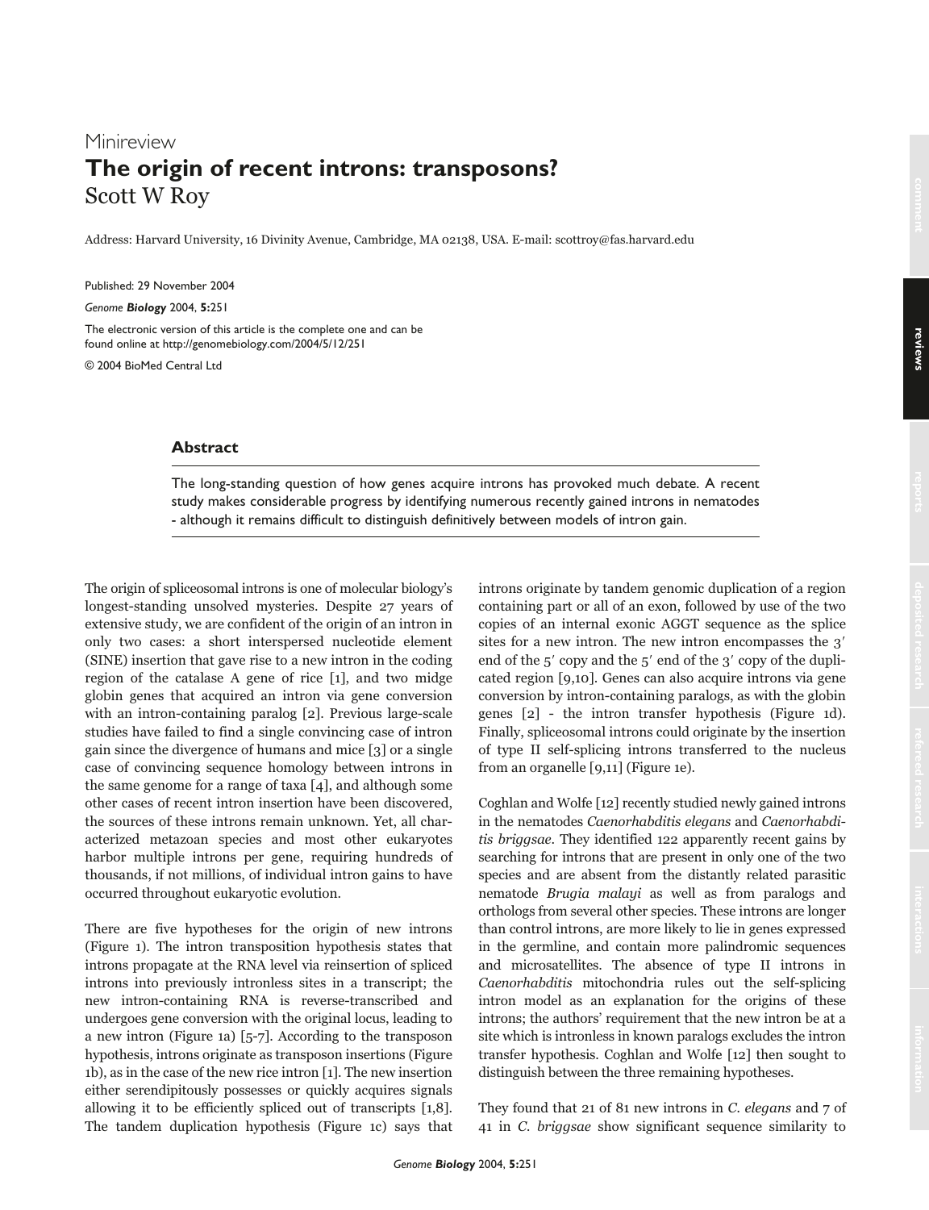Minireview

# The origin of recent introns: transposons?

Scott W Roy

Address: Harvard University, 16 Divinity Avenue, Cambridge, MA 02138, USA. E-mail: scottroy@fas.harvard.edu

Published: 29 November 2004

*Genome **Biology*** 2004, **5:**251

The electronic version of this article is the complete one and can be found online at http://genomebiology.com/2004/5/12/251

© 2004 BioMed Central Ltd

## Abstract

The long-standing question of how genes acquire introns has provoked much debate. A recent study makes considerable progress by identifying numerous recently gained introns in nematodes - although it remains difficult to distinguish definitively between models of intron gain.

The origin of spliceosomal introns is one of molecular biology's longest-standing unsolved mysteries. Despite 27 years of extensive study, we are confident of the origin of an intron in only two cases: a short interspersed nucleotide element (SINE) insertion that gave rise to a new intron in the coding region of the catalase A gene of rice [1], and two midge globin genes that acquired an intron via gene conversion with an intron-containing paralog [2]. Previous large-scale studies have failed to find a single convincing case of intron gain since the divergence of humans and mice [3] or a single case of convincing sequence homology between introns in the same genome for a range of taxa [4], and although some other cases of recent intron insertion have been discovered, the sources of these introns remain unknown. Yet, all characterized metazoan species and most other eukaryotes harbor multiple introns per gene, requiring hundreds of thousands, if not millions, of individual intron gains to have occurred throughout eukaryotic evolution.

There are five hypotheses for the origin of new introns (Figure 1). The intron transposition hypothesis states that introns propagate at the RNA level via reinsertion of spliced introns into previously intronless sites in a transcript; the new intron-containing RNA is reverse-transcribed and undergoes gene conversion with the original locus, leading to a new intron (Figure 1a) [5-7]. According to the transposon hypothesis, introns originate as transposon insertions (Figure 1b), as in the case of the new rice intron [1]. The new insertion either serendipitously possesses or quickly acquires signals allowing it to be efficiently spliced out of transcripts [1,8]. The tandem duplication hypothesis (Figure 1c) says that introns originate by tandem genomic duplication of a region containing part or all of an exon, followed by use of the two copies of an internal exonic AGGT sequence as the splice sites for a new intron. The new intron encompasses the 3′ end of the 5′ copy and the 5′ end of the 3′ copy of the duplicated region [9,10]. Genes can also acquire introns via gene conversion by intron-containing paralogs, as with the globin genes [2] - the intron transfer hypothesis (Figure 1d). Finally, spliceosomal introns could originate by the insertion of type II self-splicing introns transferred to the nucleus from an organelle [9,11] (Figure 1e).

Coghlan and Wolfe [12] recently studied newly gained introns in the nematodes *Caenorhabditis elegans* and *Caenorhabditis briggsae*. They identified 122 apparently recent gains by searching for introns that are present in only one of the two species and are absent from the distantly related parasitic nematode *Brugia malayi* as well as from paralogs and orthologs from several other species. These introns are longer than control introns, are more likely to lie in genes expressed in the germline, and contain more palindromic sequences and microsatellites. The absence of type II introns in *Caenorhabditis* mitochondria rules out the self-splicing intron model as an explanation for the origins of these introns; the authors' requirement that the new intron be at a site which is intronless in known paralogs excludes the intron transfer hypothesis. Coghlan and Wolfe [12] then sought to distinguish between the three remaining hypotheses.

They found that 21 of 81 new introns in *C. elegans* and 7 of 41 in *C. briggsae* show significant sequence similarity to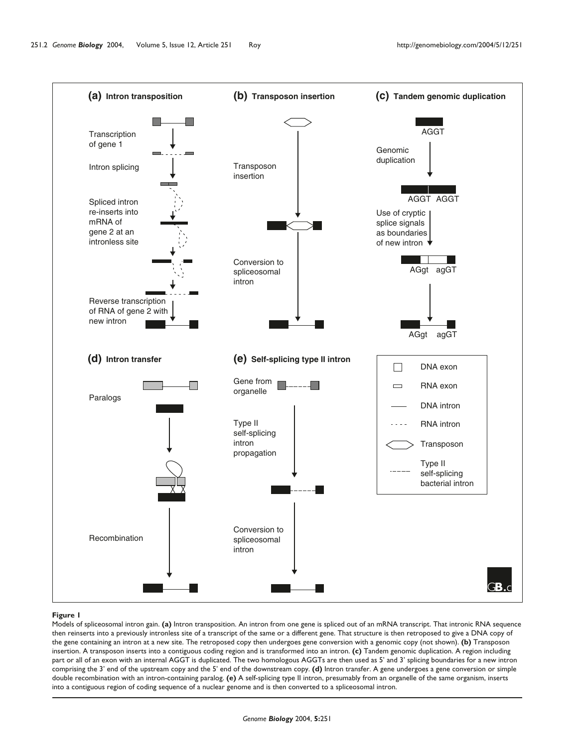**Figure 1**

Models of spliceosomal intron gain. **(a)** Intron transposition. An intron from one gene is spliced out of an mRNA transcript. That intronic RNA sequence then reinserts into a previously intronless site of a transcript of the same or a different gene. That structure is then retroposed to give a DNA copy of the gene containing an intron at a new site. The retroposed copy then undergoes gene conversion with a genomic copy (not shown). **(b)** Transposon insertion. A transposon inserts into a contiguous coding region and is transformed into an intron. **(c)** Tandem genomic duplication. A region including part or all of an exon with an internal AGGT is duplicated. The two homologous AGGTs are then used as 5' and 3' splicing boundaries for a new intron comprising the 3' end of the upstream copy and the 5' end of the downstream copy. **(d)** Intron transfer. A gene undergoes a gene conversion or simple double recombination with an intron-containing paralog. **(e)** A self-splicing type II intron, presumably from an organelle of the same organism, inserts into a contiguous region of coding sequence of a nuclear genome and is then converted to a spliceosomal intron.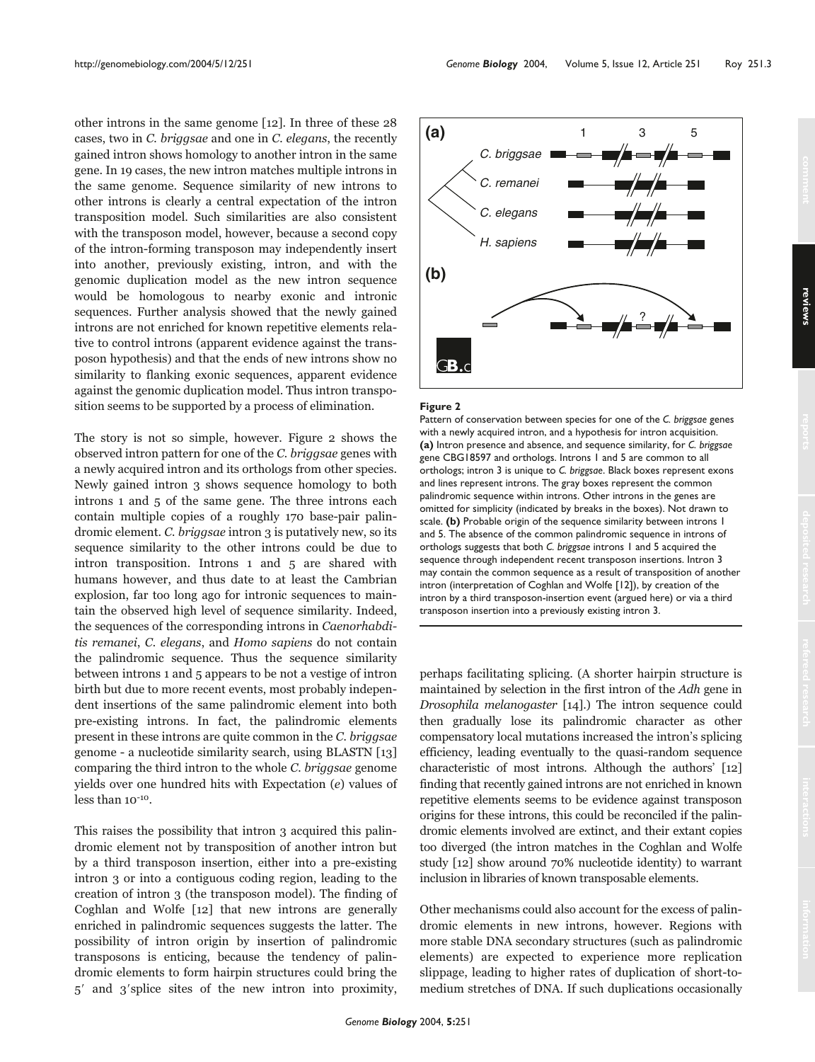other introns in the same genome [12]. In three of these 28 cases, two in *C. briggsae* and one in *C. elegans*, the recently gained intron shows homology to another intron in the same gene. In 19 cases, the new intron matches multiple introns in the same genome. Sequence similarity of new introns to other introns is clearly a central expectation of the intron transposition model. Such similarities are also consistent with the transposon model, however, because a second copy of the intron-forming transposon may independently insert into another, previously existing, intron, and with the genomic duplication model as the new intron sequence would be homologous to nearby exonic and intronic sequences. Further analysis showed that the newly gained introns are not enriched for known repetitive elements relative to control introns (apparent evidence against the transposon hypothesis) and that the ends of new introns show no similarity to flanking exonic sequences, apparent evidence against the genomic duplication model. Thus intron transposition seems to be supported by a process of elimination.

The story is not so simple, however. Figure 2 shows the observed intron pattern for one of the *C. briggsae* genes with a newly acquired intron and its orthologs from other species. Newly gained intron 3 shows sequence homology to both introns 1 and 5 of the same gene. The three introns each contain multiple copies of a roughly 170 base-pair palindromic element. *C. briggsae* intron 3 is putatively new, so its sequence similarity to the other introns could be due to intron transposition. Introns 1 and 5 are shared with humans however, and thus date to at least the Cambrian explosion, far too long ago for intronic sequences to maintain the observed high level of sequence similarity. Indeed, the sequences of the corresponding introns in *Caenorhabditis remanei*, *C. elegans*, and *Homo sapiens* do not contain the palindromic sequence. Thus the sequence similarity between introns 1 and 5 appears to be not a vestige of intron birth but due to more recent events, most probably independent insertions of the same palindromic element into both pre-existing introns. In fact, the palindromic elements present in these introns are quite common in the *C. briggsae* genome - a nucleotide similarity search, using BLASTN [13] comparing the third intron to the whole *C. briggsae* genome yields over one hundred hits with Expectation (*e*) values of less than $10^{-10}$.

This raises the possibility that intron 3 acquired this palindromic element not by transposition of another intron but by a third transposon insertion, either into a pre-existing intron 3 or into a contiguous coding region, leading to the creation of intron 3 (the transposon model). The finding of Coghlan and Wolfe [12] that new introns are generally enriched in palindromic sequences suggests the latter. The possibility of intron origin by insertion of palindromic transposons is enticing, because the tendency of palindromic elements to form hairpin structures could bring the 5′ and 3′splice sites of the new intron into proximity, perhaps facilitating splicing. (A shorter hairpin structure is maintained by selection in the first intron of the *Adh* gene in *Drosophila melanogaster* [14].) The intron sequence could then gradually lose its palindromic character as other compensatory local mutations increased the intron's splicing efficiency, leading eventually to the quasi-random sequence characteristic of most introns. Although the authors' [12] finding that recently gained introns are not enriched in known repetitive elements seems to be evidence against transposon origins for these introns, this could be reconciled if the palindromic elements involved are extinct, and their extant copies too diverged (the intron matches in the Coghlan and Wolfe study [12] show around 70% nucleotide identity) to warrant inclusion in libraries of known transposable elements.

**Figure 2**

Pattern of conservation between species for one of the *C. briggsae* genes with a newly acquired intron, and a hypothesis for intron acquisition. **(a)** Intron presence and absence, and sequence similarity, for *C. briggsae* gene CBG18597 and orthologs. Introns 1 and 5 are common to all orthologs; intron 3 is unique to *C. briggsae*. Black boxes represent exons and lines represent introns. The gray boxes represent the common palindromic sequence within introns. Other introns in the genes are omitted for simplicity (indicated by breaks in the boxes). Not drawn to scale. **(b)** Probable origin of the sequence similarity between introns 1 and 5. The absence of the common palindromic sequence in introns of orthologs suggests that both *C. briggsae* introns 1 and 5 acquired the sequence through independent recent transposon insertions. Intron 3 may contain the common sequence as a result of transposition of another intron (interpretation of Coghlan and Wolfe [12]), by creation of the intron by a third transposon-insertion event (argued here) or via a third transposon insertion into a previously existing intron 3.

Other mechanisms could also account for the excess of palindromic elements in new introns, however. Regions with more stable DNA secondary structures (such as palindromic elements) are expected to experience more replication slippage, leading to higher rates of duplication of short-to-medium stretches of DNA. If such duplications occasionally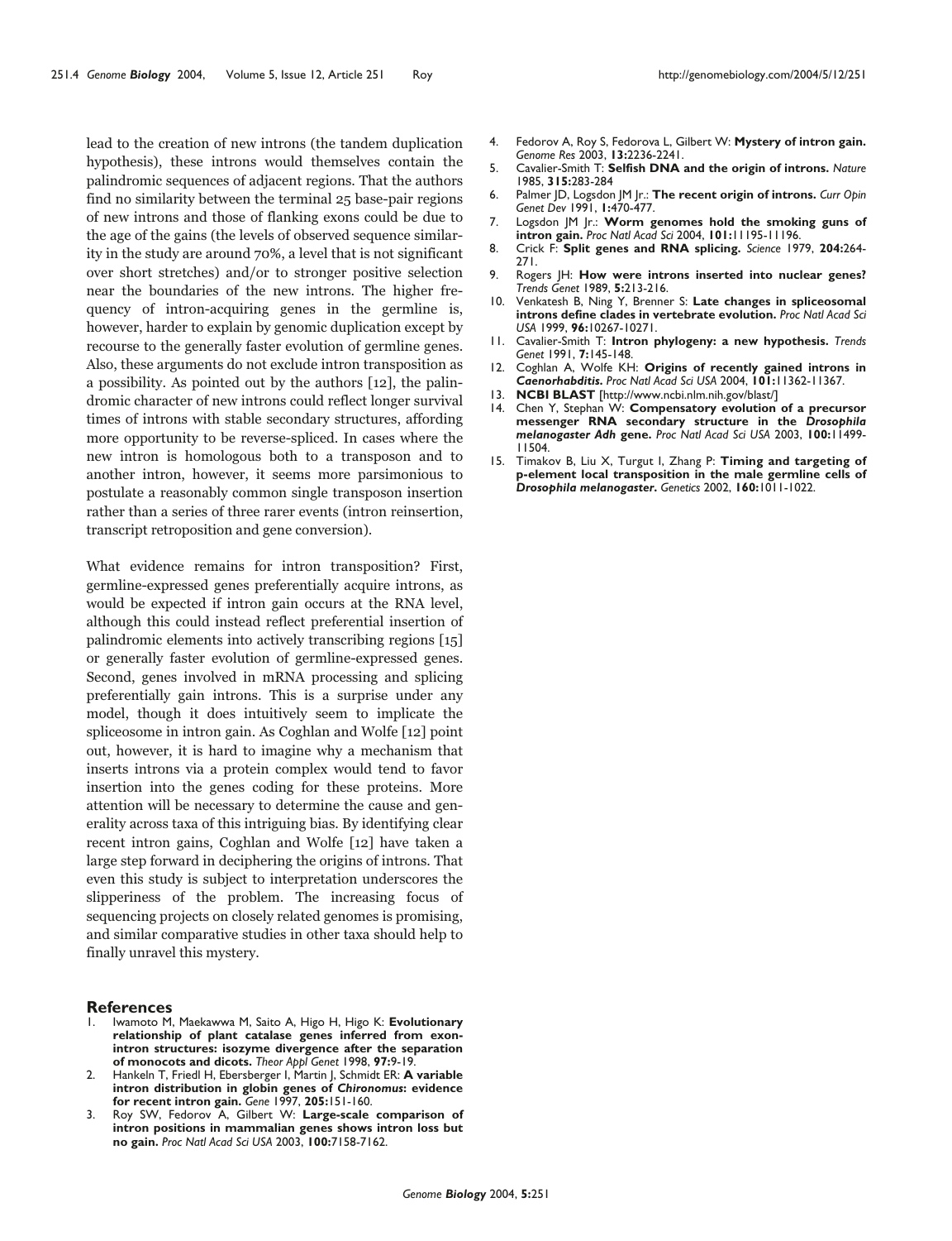lead to the creation of new introns (the tandem duplication hypothesis), these introns would themselves contain the palindromic sequences of adjacent regions. That the authors find no similarity between the terminal 25 base-pair regions of new introns and those of flanking exons could be due to the age of the gains (the levels of observed sequence similarity in the study are around 70%, a level that is not significant over short stretches) and/or to stronger positive selection near the boundaries of the new introns. The higher frequency of intron-acquiring genes in the germline is, however, harder to explain by genomic duplication except by recourse to the generally faster evolution of germline genes. Also, these arguments do not exclude intron transposition as a possibility. As pointed out by the authors [12], the palindromic character of new introns could reflect longer survival times of introns with stable secondary structures, affording more opportunity to be reverse-spliced. In cases where the new intron is homologous both to a transposon and to another intron, however, it seems more parsimonious to postulate a reasonably common single transposon insertion rather than a series of three rarer events (intron reinsertion, transcript retroposition and gene conversion).

What evidence remains for intron transposition? First, germline-expressed genes preferentially acquire introns, as would be expected if intron gain occurs at the RNA level, although this could instead reflect preferential insertion of palindromic elements into actively transcribing regions [15] or generally faster evolution of germline-expressed genes. Second, genes involved in mRNA processing and splicing preferentially gain introns. This is a surprise under any model, though it does intuitively seem to implicate the spliceosome in intron gain. As Coghlan and Wolfe [12] point out, however, it is hard to imagine why a mechanism that inserts introns via a protein complex would tend to favor insertion into the genes coding for these proteins. More attention will be necessary to determine the cause and generality across taxa of this intriguing bias. By identifying clear recent intron gains, Coghlan and Wolfe [12] have taken a large step forward in deciphering the origins of introns. That even this study is subject to interpretation underscores the slipperiness of the problem. The increasing focus of sequencing projects on closely related genomes is promising, and similar comparative studies in other taxa should help to finally unravel this mystery.

## References

1. Iwamoto M, Maekawwa M, Saito A, Higo H, Higo K: **Evolutionary relationship of plant catalase genes inferred from exon-intron structures: isozyme divergence after the separation of monocots and dicots.** *Theor Appl Genet* 1998, **97:**9-19.
2. Hankeln T, Friedl H, Ebersberger I, Martin J, Schmidt ER: **A variable intron distribution in globin genes of *Chironomus*: evidence for recent intron gain.** *Gene* 1997, **205:**151-160.
3. Roy SW, Fedorov A, Gilbert W: **Large-scale comparison of intron positions in mammalian genes shows intron loss but no gain.** *Proc Natl Acad Sci USA* 2003, **100:**7158-7162.
4. Fedorov A, Roy S, Fedorova L, Gilbert W: **Mystery of intron gain.** *Genome Res* 2003, **13:**2236-2241.
5. Cavalier-Smith T: **Selfish DNA and the origin of introns.** *Nature* 1985, **315:**283-284
6. Palmer JD, Logsdon JM Jr.: **The recent origin of introns.** *Curr Opin Genet Dev* 1991, **1:**470-477.
7. Logsdon JM Jr.: **Worm genomes hold the smoking guns of intron gain.** *Proc Natl Acad Sci* 2004, **101:**11195-11196.
8. Crick F: **Split genes and RNA splicing.** *Science* 1979, **204:**264-271.
9. Rogers JH: **How were introns inserted into nuclear genes?** *Trends Genet* 1989, **5:**213-216.
10. Venkatesh B, Ning Y, Brenner S: **Late changes in spliceosomal introns define clades in vertebrate evolution.** *Proc Natl Acad Sci USA* 1999, **96:**10267-10271.
11. Cavalier-Smith T: **Intron phylogeny: a new hypothesis.** *Trends Genet* 1991, **7:**145-148.
12. Coghlan A, Wolfe KH: **Origins of recently gained introns in *Caenorhabditis*.** *Proc Natl Acad Sci USA* 2004, **101:**11362-11367.
13. **NCBI BLAST** [http://www.ncbi.nlm.nih.gov/blast/]
14. Chen Y, Stephan W: **Compensatory evolution of a precursor messenger RNA secondary structure in the *Drosophila melanogaster Adh* gene.** *Proc Natl Acad Sci USA* 2003, **100:**11499-11504.
15. Timakov B, Liu X, Turgut I, Zhang P: **Timing and targeting of p-element local transposition in the male germline cells of *Drosophila melanogaster*.** *Genetics* 2002, **160:**1011-1022.